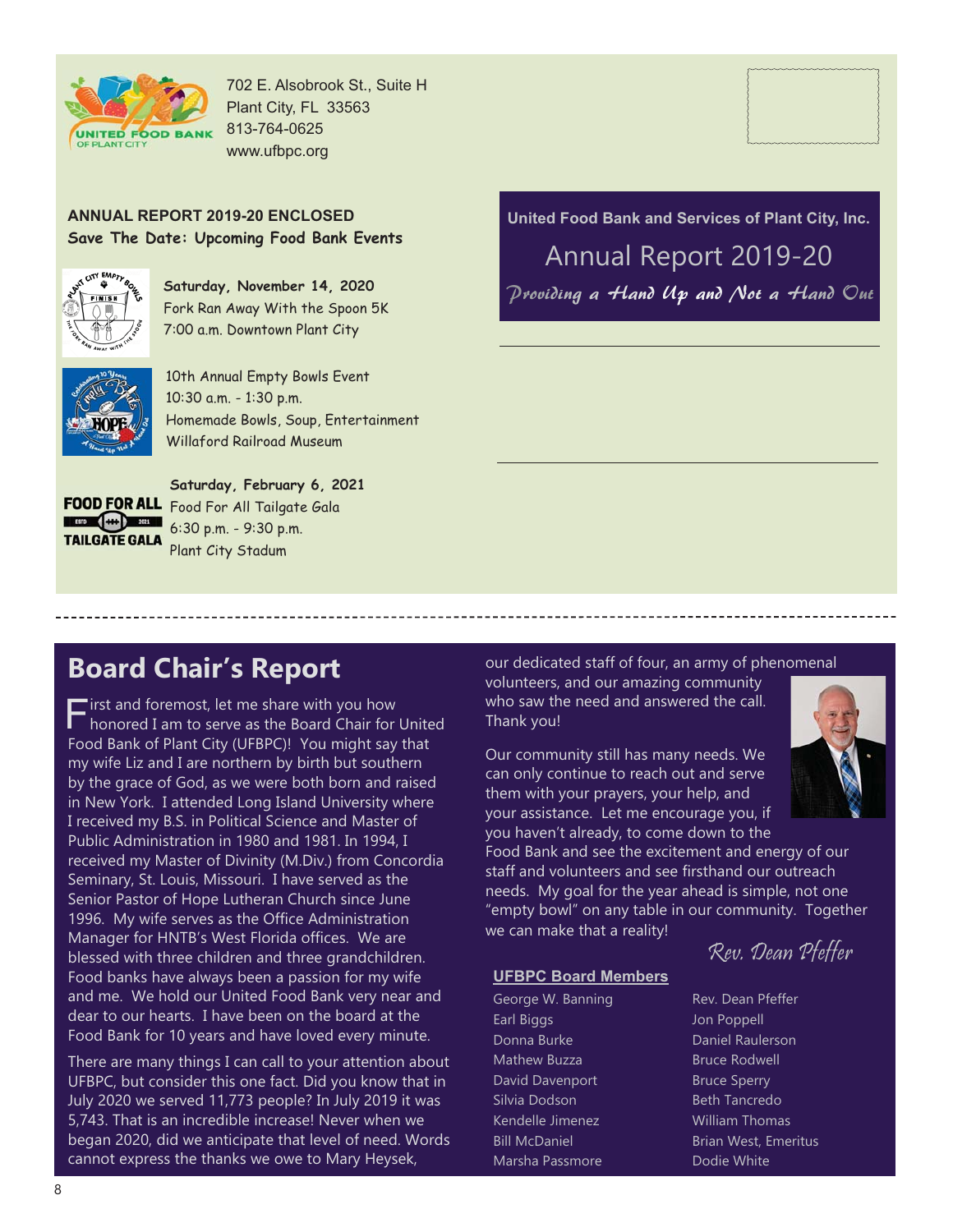702 E. Alsobrook St., Suite H
Plant City, FL 33563
813-764-0625
www.ufbpc.org

**ANNUAL REPORT 2019-20 ENCLOSED**

**Save The Date: Upcoming Food Bank Events**

**Saturday, November 14, 2020**
Fork Ran Away With the Spoon 5K
7:00 a.m. Downtown Plant City

10th Annual Empty Bowls Event
10:30 a.m. - 1:30 p.m.
Homemade Bowls, Soup, Entertainment
Willaford Railroad Museum

**Saturday, February 6, 2021**
Food For All Tailgate Gala
6:30 p.m. - 9:30 p.m.
Plant City Stadum

**United Food Bank and Services of Plant City, Inc.**

Annual Report 2019-20

*Providing a Hand Up and Not a Hand Out*

## Board Chair's Report

First and foremost, let me share with you how honored I am to serve as the Board Chair for United Food Bank of Plant City (UFBPC)! You might say that my wife Liz and I are northern by birth but southern by the grace of God, as we were both born and raised in New York. I attended Long Island University where I received my B.S. in Political Science and Master of Public Administration in 1980 and 1981. In 1994, I received my Master of Divinity (M.Div.) from Concordia Seminary, St. Louis, Missouri. I have served as the Senior Pastor of Hope Lutheran Church since June 1996. My wife serves as the Office Administration Manager for HNTB's West Florida offices. We are blessed with three children and three grandchildren. Food banks have always been a passion for my wife and me. We hold our United Food Bank very near and dear to our hearts. I have been on the board at the Food Bank for 10 years and have loved every minute.

There are many things I can call to your attention about UFBPC, but consider this one fact. Did you know that in July 2020 we served 11,773 people? In July 2019 it was 5,743. That is an incredible increase! Never when we began 2020, did we anticipate that level of need. Words cannot express the thanks we owe to Mary Heysek, our dedicated staff of four, an army of phenomenal volunteers, and our amazing community who saw the need and answered the call. Thank you!

Our community still has many needs. We can only continue to reach out and serve them with your prayers, your help, and your assistance. Let me encourage you, if you haven't already, to come down to the Food Bank and see the excitement and energy of our staff and volunteers and see firsthand our outreach needs. My goal for the year ahead is simple, not one "empty bowl" on any table in our community. Together we can make that a reality!

*Rev. Dean Pfeffer*

### UFBPC Board Members

George W. Banning
Earl Biggs
Donna Burke
Mathew Buzza
David Davenport
Silvia Dodson
Kendelle Jimenez
Bill McDaniel
Marsha Passmore
Rev. Dean Pfeffer
Jon Poppell
Daniel Raulerson
Bruce Rodwell
Bruce Sperry
Beth Tancredo
William Thomas
Brian West, Emeritus
Dodie White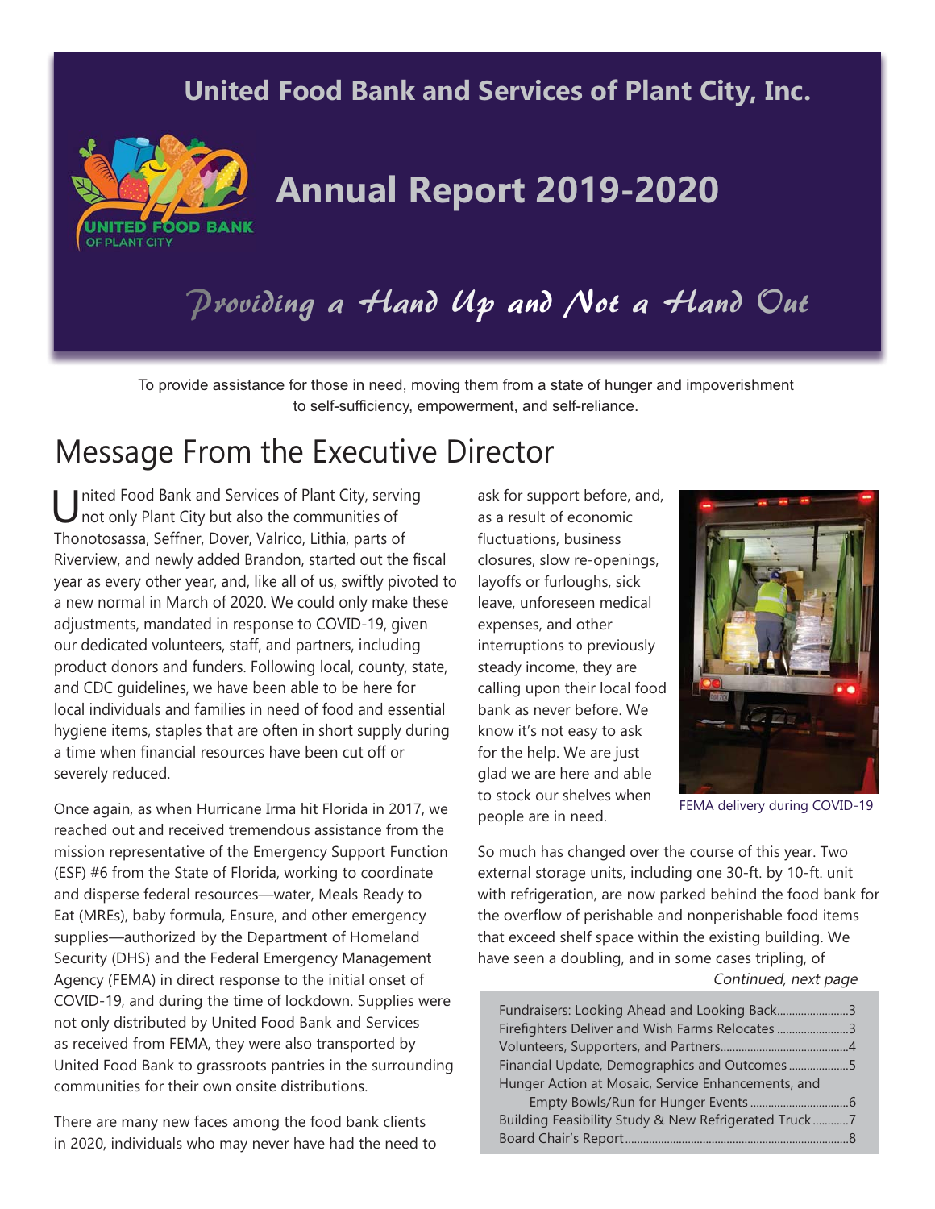# United Food Bank and Services of Plant City, Inc.

# Annual Report 2019-2020

*Providing a Hand Up and Not a Hand Out*

To provide assistance for those in need, moving them from a state of hunger and impoverishment to self-sufficiency, empowerment, and self-reliance.

## Message From the Executive Director

United Food Bank and Services of Plant City, serving not only Plant City but also the communities of Thonotosassa, Seffner, Dover, Valrico, Lithia, parts of Riverview, and newly added Brandon, started out the fiscal year as every other year, and, like all of us, swiftly pivoted to a new normal in March of 2020. We could only make these adjustments, mandated in response to COVID-19, given our dedicated volunteers, staff, and partners, including product donors and funders. Following local, county, state, and CDC guidelines, we have been able to be here for local individuals and families in need of food and essential hygiene items, staples that are often in short supply during a time when financial resources have been cut off or severely reduced.

Once again, as when Hurricane Irma hit Florida in 2017, we reached out and received tremendous assistance from the mission representative of the Emergency Support Function (ESF) #6 from the State of Florida, working to coordinate and disperse federal resources—water, Meals Ready to Eat (MREs), baby formula, Ensure, and other emergency supplies—authorized by the Department of Homeland Security (DHS) and the Federal Emergency Management Agency (FEMA) in direct response to the initial onset of COVID-19, and during the time of lockdown. Supplies were not only distributed by United Food Bank and Services as received from FEMA, they were also transported by United Food Bank to grassroots pantries in the surrounding communities for their own onsite distributions.

There are many new faces among the food bank clients in 2020, individuals who may never have had the need to ask for support before, and, as a result of economic fluctuations, business closures, slow re-openings, layoffs or furloughs, sick leave, unforeseen medical expenses, and other interruptions to previously steady income, they are calling upon their local food bank as never before. We know it's not easy to ask for the help. We are just glad we are here and able to stock our shelves when people are in need.

FEMA delivery during COVID-19

So much has changed over the course of this year. Two external storage units, including one 30-ft. by 10-ft. unit with refrigeration, are now parked behind the food bank for the overflow of perishable and nonperishable food items that exceed shelf space within the existing building. We have seen a doubling, and in some cases tripling, of

*Continued, next page*

| | |
|---|---|
| Fundraisers: Looking Ahead and Looking Back | 3 |
| Firefighters Deliver and Wish Farms Relocates | 3 |
| Volunteers, Supporters, and Partners | 4 |
| Financial Update, Demographics and Outcomes | 5 |
| Hunger Action at Mosaic, Service Enhancements, and Empty Bowls/Run for Hunger Events | 6 |
| Building Feasibility Study & New Refrigerated Truck | 7 |
| Board Chair's Report | 8 |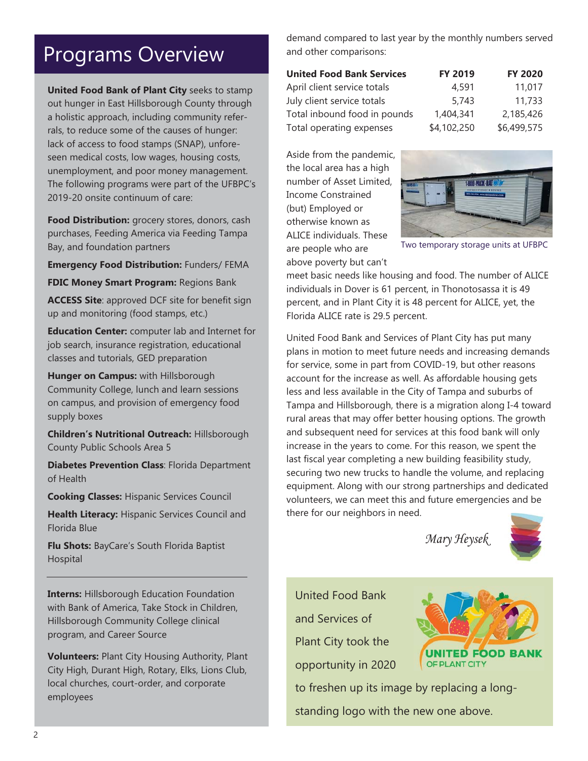# Programs Overview

**United Food Bank of Plant City** seeks to stamp out hunger in East Hillsborough County through a holistic approach, including community referrals, to reduce some of the causes of hunger: lack of access to food stamps (SNAP), unforeseen medical costs, low wages, housing costs, unemployment, and poor money management. The following programs were part of the UFBPC's 2019-20 onsite continuum of care:

**Food Distribution:** grocery stores, donors, cash purchases, Feeding America via Feeding Tampa Bay, and foundation partners

**Emergency Food Distribution:** Funders/ FEMA

**FDIC Money Smart Program:** Regions Bank

**ACCESS Site**: approved DCF site for benefit sign up and monitoring (food stamps, etc.)

**Education Center:** computer lab and Internet for job search, insurance registration, educational classes and tutorials, GED preparation

**Hunger on Campus:** with Hillsborough Community College, lunch and learn sessions on campus, and provision of emergency food supply boxes

**Children's Nutritional Outreach:** Hillsborough County Public Schools Area 5

**Diabetes Prevention Class**: Florida Department of Health

**Cooking Classes:** Hispanic Services Council

**Health Literacy:** Hispanic Services Council and Florida Blue

**Flu Shots:** BayCare's South Florida Baptist Hospital

---

**Interns:** Hillsborough Education Foundation with Bank of America, Take Stock in Children, Hillsborough Community College clinical program, and Career Source

**Volunteers:** Plant City Housing Authority, Plant City High, Durant High, Rotary, Elks, Lions Club, local churches, court-order, and corporate employees

demand compared to last year by the monthly numbers served and other comparisons:

| United Food Bank Services | FY 2019 | FY 2020 |
|---|---|---|
| April client service totals | 4,591 | 11,017 |
| July client service totals | 5,743 | 11,733 |
| Total inbound food in pounds | 1,404,341 | 2,185,426 |
| Total operating expenses | $4,102,250 | $6,499,575 |

Aside from the pandemic, the local area has a high number of Asset Limited, Income Constrained (but) Employed or otherwise known as ALICE individuals. These are people who are above poverty but can't meet basic needs like housing and food. The number of ALICE individuals in Dover is 61 percent, in Thonotosassa it is 49 percent, and in Plant City it is 48 percent for ALICE, yet, the Florida ALICE rate is 29.5 percent.

Two temporary storage units at UFBPC

United Food Bank and Services of Plant City has put many plans in motion to meet future needs and increasing demands for service, some in part from COVID-19, but other reasons account for the increase as well. As affordable housing gets less and less available in the City of Tampa and suburbs of Tampa and Hillsborough, there is a migration along I-4 toward rural areas that may offer better housing options. The growth and subsequent need for services at this food bank will only increase in the years to come. For this reason, we spent the last fiscal year completing a new building feasibility study, securing two new trucks to handle the volume, and replacing equipment. Along with our strong partnerships and dedicated volunteers, we can meet this and future emergencies and be there for our neighbors in need.

*Mary Heysek*

United Food Bank and Services of Plant City took the opportunity in 2020 to freshen up its image by replacing a long-standing logo with the new one above.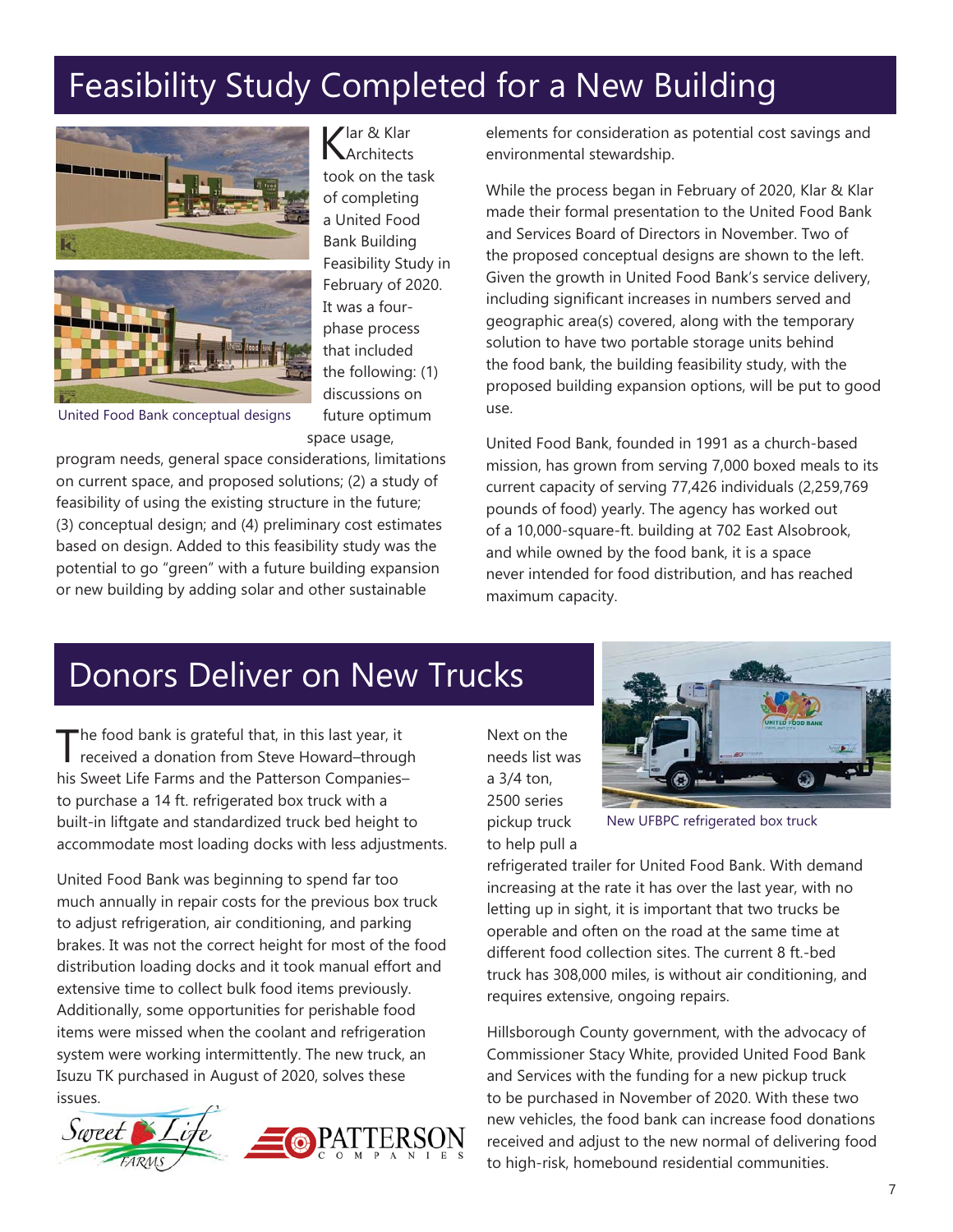# Feasibility Study Completed for a New Building

United Food Bank conceptual designs

Klar & Klar Architects took on the task of completing a United Food Bank Building Feasibility Study in February of 2020. It was a four-phase process that included the following: (1) discussions on future optimum space usage, program needs, general space considerations, limitations on current space, and proposed solutions; (2) a study of feasibility of using the existing structure in the future; (3) conceptual design; and (4) preliminary cost estimates based on design. Added to this feasibility study was the potential to go "green" with a future building expansion or new building by adding solar and other sustainable elements for consideration as potential cost savings and environmental stewardship.

While the process began in February of 2020, Klar & Klar made their formal presentation to the United Food Bank and Services Board of Directors in November. Two of the proposed conceptual designs are shown to the left. Given the growth in United Food Bank's service delivery, including significant increases in numbers served and geographic area(s) covered, along with the temporary solution to have two portable storage units behind the food bank, the building feasibility study, with the proposed building expansion options, will be put to good use.

United Food Bank, founded in 1991 as a church-based mission, has grown from serving 7,000 boxed meals to its current capacity of serving 77,426 individuals (2,259,769 pounds of food) yearly. The agency has worked out of a 10,000-square-ft. building at 702 East Alsobrook, and while owned by the food bank, it is a space never intended for food distribution, and has reached maximum capacity.

# Donors Deliver on New Trucks

The food bank is grateful that, in this last year, it received a donation from Steve Howard–through his Sweet Life Farms and the Patterson Companies–to purchase a 14 ft. refrigerated box truck with a built-in liftgate and standardized truck bed height to accommodate most loading docks with less adjustments.

United Food Bank was beginning to spend far too much annually in repair costs for the previous box truck to adjust refrigeration, air conditioning, and parking brakes. It was not the correct height for most of the food distribution loading docks and it took manual effort and extensive time to collect bulk food items previously. Additionally, some opportunities for perishable food items were missed when the coolant and refrigeration system were working intermittently. The new truck, an Isuzu TK purchased in August of 2020, solves these issues.

Next on the needs list was a 3/4 ton, 2500 series pickup truck to help pull a refrigerated trailer for United Food Bank. With demand increasing at the rate it has over the last year, with no letting up in sight, it is important that two trucks be operable and often on the road at the same time at different food collection sites. The current 8 ft.-bed truck has 308,000 miles, is without air conditioning, and requires extensive, ongoing repairs.

New UFBPC refrigerated box truck

Hillsborough County government, with the advocacy of Commissioner Stacy White, provided United Food Bank and Services with the funding for a new pickup truck to be purchased in November of 2020. With these two new vehicles, the food bank can increase food donations received and adjust to the new normal of delivering food to high-risk, homebound residential communities.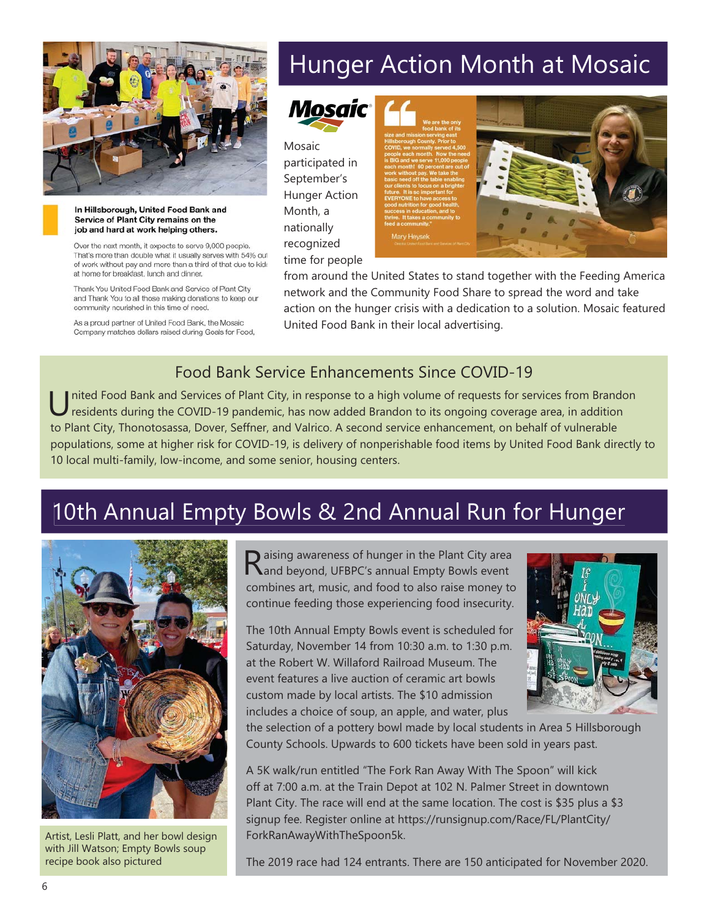# Hunger Action Month at Mosaic

In Hillsborough, United Food Bank and Service of Plant City remains on the job and hard at work helping others.

Over the next month, it expects to serve 9,000 people. That's more than double what it usually serves with 54% out of work without pay and more than a third of that due to kids at home for breakfast, lunch and dinner.

Thank You United Food Bank and Service of Plant City and Thank You to all those making donations to keep our community nourished in this time of need.

As a proud partner of United Food Bank, the Mosaic Company matches dollars raised during Goals for Food,

Mosaic participated in September's Hunger Action Month, a nationally recognized time for people from around the United States to stand together with the Feeding America network and the Community Food Share to spread the word and take action on the hunger crisis with a dedication to a solution. Mosaic featured United Food Bank in their local advertising.

"We are the only food bank of its size and mission serving east Hillsborough County. Prior to COVID, we normally served 4,500 people each month. Now the need is BIG and we serve 11,000 people each month! 60 percent are out of work without pay. We take the basic need off the table enabling our clients to focus on a brighter future. It is so important for EVERYONE to have access to good nutrition for good health, success in education, and to thrive. It takes a community to feed a community."

Mary Heysek
Director, United Food Bank and Services of Plant City

## Food Bank Service Enhancements Since COVID-19

United Food Bank and Services of Plant City, in response to a high volume of requests for services from Brandon residents during the COVID-19 pandemic, has now added Brandon to its ongoing coverage area, in addition to Plant City, Thonotosassa, Dover, Seffner, and Valrico. A second service enhancement, on behalf of vulnerable populations, some at higher risk for COVID-19, is delivery of nonperishable food items by United Food Bank directly to 10 local multi-family, low-income, and some senior, housing centers.

# 10th Annual Empty Bowls & 2nd Annual Run for Hunger

Artist, Lesli Platt, and her bowl design with Jill Watson; Empty Bowls soup recipe book also pictured

Raising awareness of hunger in the Plant City area and beyond, UFBPC's annual Empty Bowls event combines art, music, and food to also raise money to continue feeding those experiencing food insecurity.

The 10th Annual Empty Bowls event is scheduled for Saturday, November 14 from 10:30 a.m. to 1:30 p.m. at the Robert W. Willaford Railroad Museum. The event features a live auction of ceramic art bowls custom made by local artists. The $10 admission includes a choice of soup, an apple, and water, plus the selection of a pottery bowl made by local students in Area 5 Hillsborough County Schools. Upwards to 600 tickets have been sold in years past.

A 5K walk/run entitled "The Fork Ran Away With The Spoon" will kick off at 7:00 a.m. at the Train Depot at 102 N. Palmer Street in downtown Plant City. The race will end at the same location. The cost is $35 plus a $3 signup fee. Register online at https://runsignup.com/Race/FL/PlantCity/ForkRanAwayWithTheSpoon5k.

The 2019 race had 124 entrants. There are 150 anticipated for November 2020.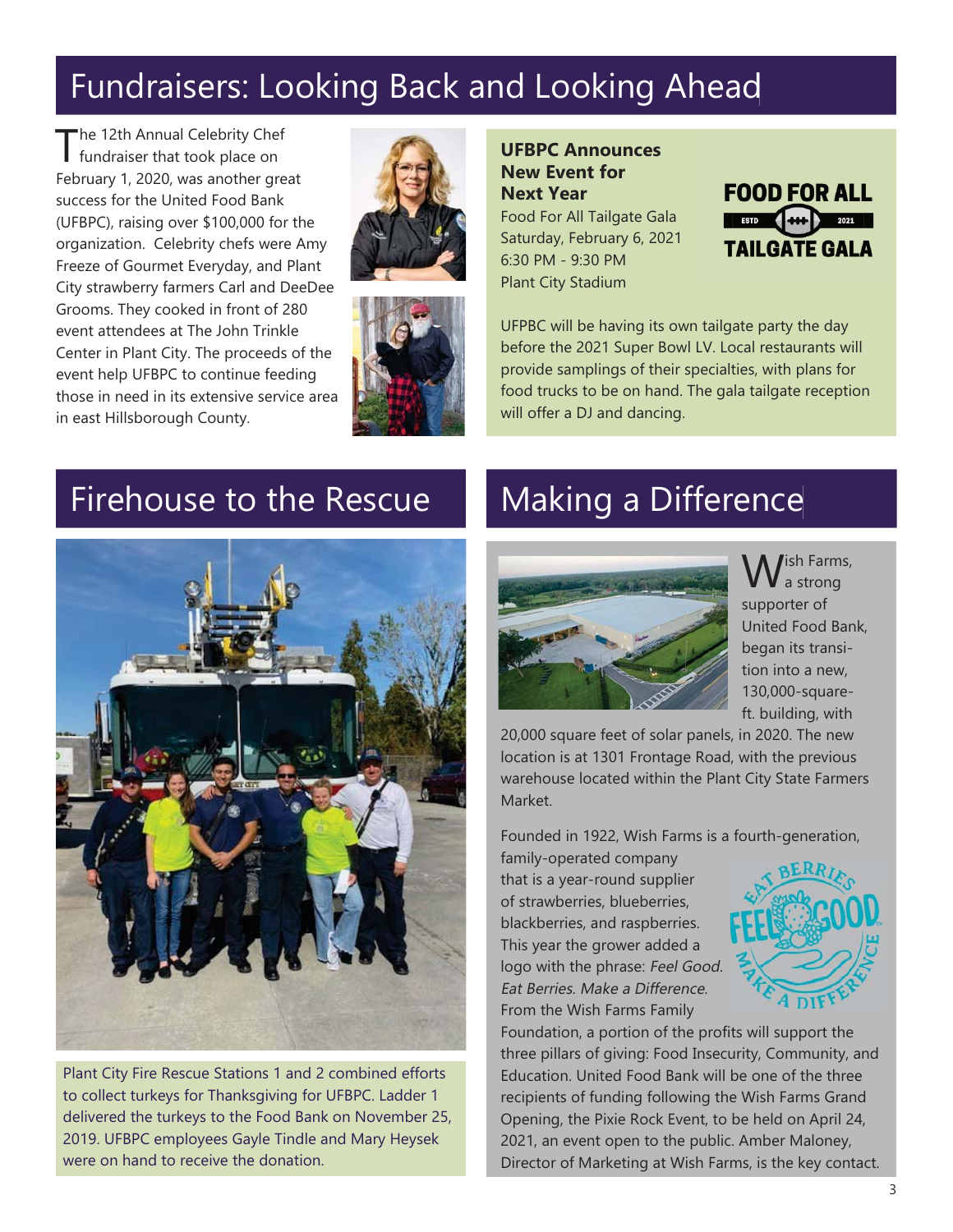# Fundraisers: Looking Back and Looking Ahead

The 12th Annual Celebrity Chef fundraiser that took place on February 1, 2020, was another great success for the United Food Bank (UFBPC), raising over $100,000 for the organization. Celebrity chefs were Amy Freeze of Gourmet Everyday, and Plant City strawberry farmers Carl and DeeDee Grooms. They cooked in front of 280 event attendees at The John Trinkle Center in Plant City. The proceeds of the event help UFBPC to continue feeding those in need in its extensive service area in east Hillsborough County.

### UFBPC Announces New Event for Next Year

Food For All Tailgate Gala
Saturday, February 6, 2021
6:30 PM - 9:30 PM
Plant City Stadium

FOOD FOR ALL
ESTD 2021
TAILGATE GALA

UFPBC will be having its own tailgate party the day before the 2021 Super Bowl LV. Local restaurants will provide samplings of their specialties, with plans for food trucks to be on hand. The gala tailgate reception will offer a DJ and dancing.

# Firehouse to the Rescue

Plant City Fire Rescue Stations 1 and 2 combined efforts to collect turkeys for Thanksgiving for UFBPC. Ladder 1 delivered the turkeys to the Food Bank on November 25, 2019. UFBPC employees Gayle Tindle and Mary Heysek were on hand to receive the donation.

# Making a Difference

Wish Farms, a strong supporter of United Food Bank, began its transition into a new, 130,000-square-ft. building, with 20,000 square feet of solar panels, in 2020. The new location is at 1301 Frontage Road, with the previous warehouse located within the Plant City State Farmers Market.

Founded in 1922, Wish Farms is a fourth-generation, family-operated company that is a year-round supplier of strawberries, blueberries, blackberries, and raspberries. This year the grower added a logo with the phrase: *Feel Good. Eat Berries. Make a Difference.* From the Wish Farms Family Foundation, a portion of the profits will support the three pillars of giving: Food Insecurity, Community, and Education. United Food Bank will be one of the three recipients of funding following the Wish Farms Grand Opening, the Pixie Rock Event, to be held on April 24, 2021, an event open to the public. Amber Maloney, Director of Marketing at Wish Farms, is the key contact.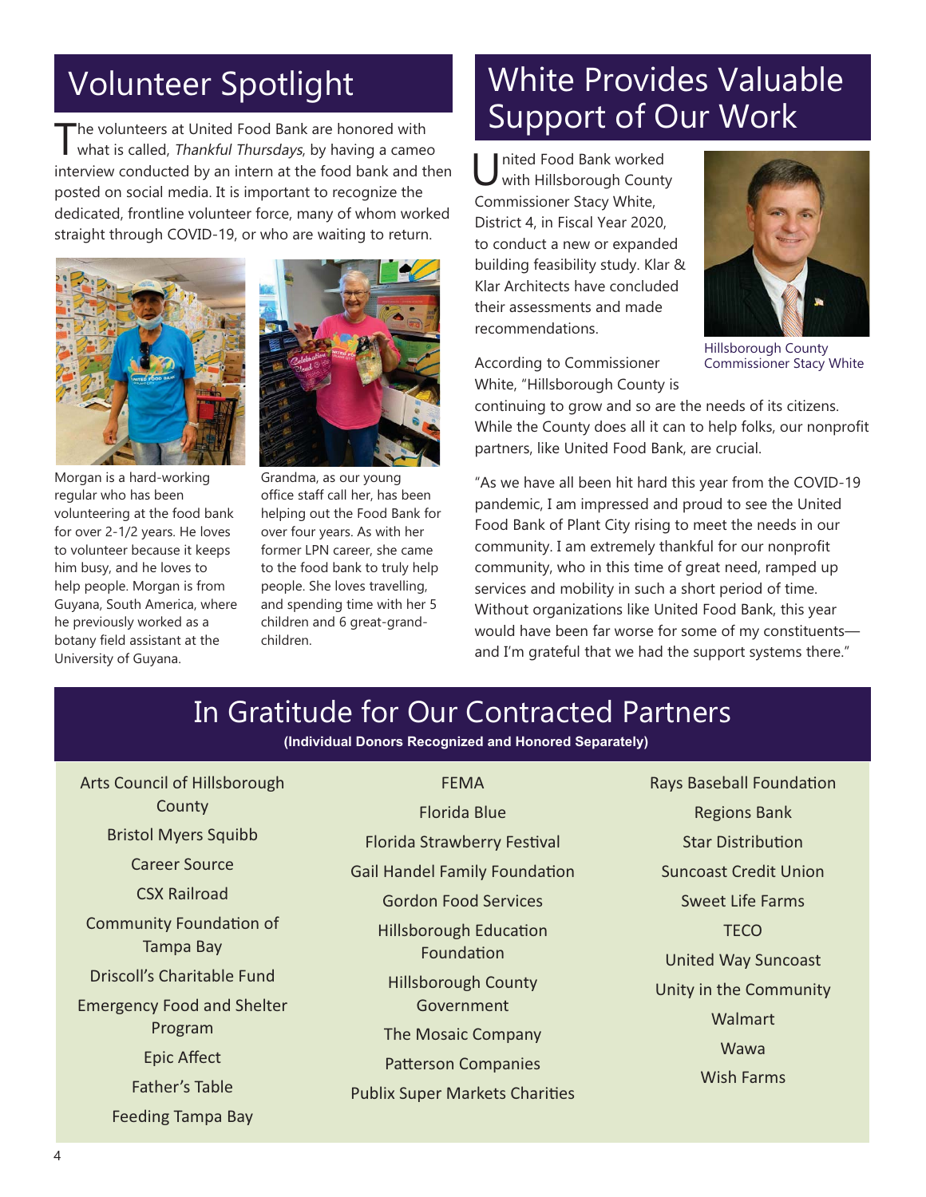## Volunteer Spotlight

The volunteers at United Food Bank are honored with what is called, *Thankful Thursdays*, by having a cameo interview conducted by an intern at the food bank and then posted on social media. It is important to recognize the dedicated, frontline volunteer force, many of whom worked straight through COVID-19, or who are waiting to return.

Morgan is a hard-working regular who has been volunteering at the food bank for over 2-1/2 years. He loves to volunteer because it keeps him busy, and he loves to help people. Morgan is from Guyana, South America, where he previously worked as a botany field assistant at the University of Guyana.

Grandma, as our young office staff call her, has been helping out the Food Bank for over four years. As with her former LPN career, she came to the food bank to truly help people. She loves travelling, and spending time with her 5 children and 6 great-grand-children.

## White Provides Valuable Support of Our Work

United Food Bank worked with Hillsborough County Commissioner Stacy White, District 4, in Fiscal Year 2020, to conduct a new or expanded building feasibility study. Klar & Klar Architects have concluded their assessments and made recommendations.

Hillsborough County Commissioner Stacy White

According to Commissioner White, "Hillsborough County is continuing to grow and so are the needs of its citizens. While the County does all it can to help folks, our nonprofit partners, like United Food Bank, are crucial.

"As we have all been hit hard this year from the COVID-19 pandemic, I am impressed and proud to see the United Food Bank of Plant City rising to meet the needs in our community. I am extremely thankful for our nonprofit community, who in this time of great need, ramped up services and mobility in such a short period of time. Without organizations like United Food Bank, this year would have been far worse for some of my constituents—and I'm grateful that we had the support systems there."

## In Gratitude for Our Contracted Partners

**(Individual Donors Recognized and Honored Separately)**

Arts Council of Hillsborough County
Bristol Myers Squibb
Career Source
CSX Railroad
Community Foundation of Tampa Bay
Driscoll's Charitable Fund
Emergency Food and Shelter Program
Epic Affect
Father's Table
Feeding Tampa Bay
FEMA
Florida Blue
Florida Strawberry Festival
Gail Handel Family Foundation
Gordon Food Services
Hillsborough Education Foundation
Hillsborough County Government
The Mosaic Company
Patterson Companies
Publix Super Markets Charities
Rays Baseball Foundation
Regions Bank
Star Distribution
Suncoast Credit Union
Sweet Life Farms
TECO
United Way Suncoast
Unity in the Community
Walmart
Wawa
Wish Farms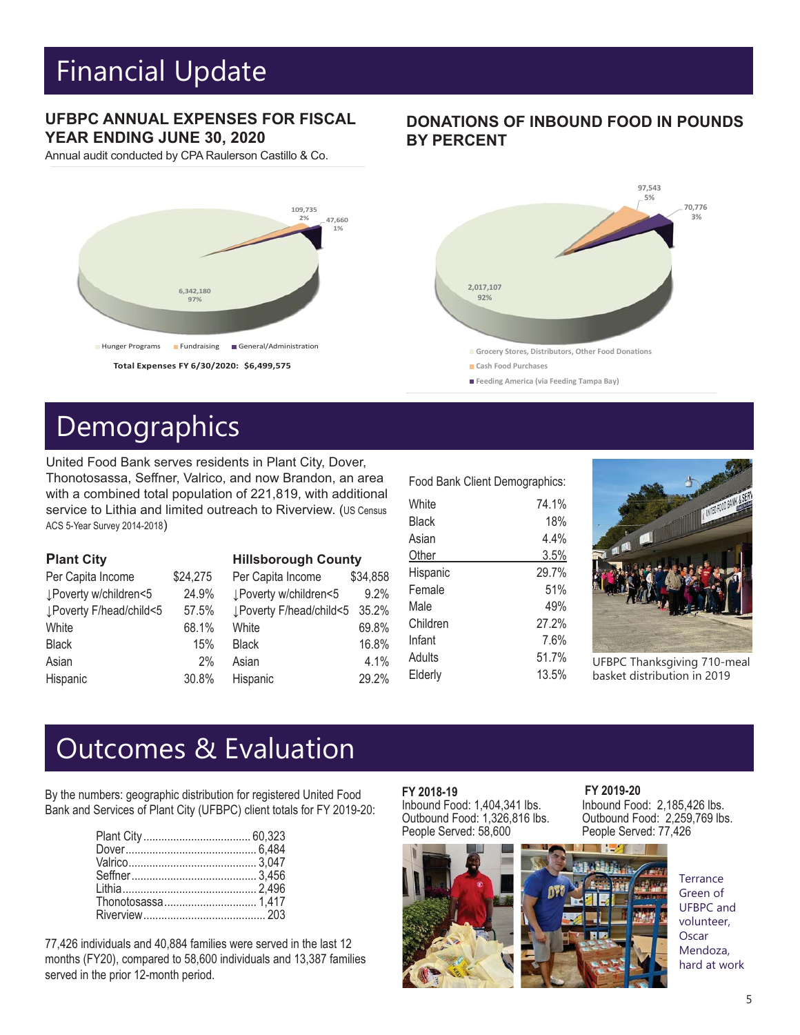# Financial Update

### UFBPC ANNUAL EXPENSES FOR FISCAL YEAR ENDING JUNE 30, 2020

Annual audit conducted by CPA Raulerson Castillo & Co.

109,735
2%
47,660
1%
6,342,180
97%

Hunger Programs
Fundraising
General/Administration

**Total Expenses FY 6/30/2020: $6,499,575**

### DONATIONS OF INBOUND FOOD IN POUNDS BY PERCENT

97,543
5%
70,776
3%
2,017,107
92%

Grocery Stores, Distributors, Other Food Donations
Cash Food Purchases
Feeding America (via Feeding Tampa Bay)

# Demographics

United Food Bank serves residents in Plant City, Dover, Thonotosassa, Seffner, Valrico, and now Brandon, an area with a combined total population of 221,819, with additional service to Lithia and limited outreach to Riverview. (US Census ACS 5-Year Survey 2014-2018)

| Plant City | |
|---|---|
| Per Capita Income | $24,275 |
| ↓Poverty w/children<5 | 24.9% |
| ↓Poverty F/head/child<5 | 57.5% |
| White | 68.1% |
| Black | 15% |
| Asian | 2% |
| Hispanic | 30.8% |

| Hillsborough County | |
|---|---|
| Per Capita Income | $34,858 |
| ↓Poverty w/children<5 | 9.2% |
| ↓Poverty F/head/child<5 | 35.2% |
| White | 69.8% |
| Black | 16.8% |
| Asian | 4.1% |
| Hispanic | 29.2% |

Food Bank Client Demographics:

| | |
|---|---|
| White | 74.1% |
| Black | 18% |
| Asian | 4.4% |
| Other | 3.5% |
| Hispanic | 29.7% |
| Female | 51% |
| Male | 49% |
| Children | 27.2% |
| Infant | 7.6% |
| Adults | 51.7% |
| Elderly | 13.5% |

UFBPC Thanksgiving 710-meal basket distribution in 2019

# Outcomes & Evaluation

By the numbers: geographic distribution for registered United Food Bank and Services of Plant City (UFBPC) client totals for FY 2019-20:

| | |
|---|---|
| Plant City | 60,323 |
| Dover | 6,484 |
| Valrico | 3,047 |
| Seffner | 3,456 |
| Lithia | 2,496 |
| Thonotosassa | 1,417 |
| Riverview | 203 |

77,426 individuals and 40,884 families were served in the last 12 months (FY20), compared to 58,600 individuals and 13,387 families served in the prior 12-month period.

**FY 2018-19**
Inbound Food: 1,404,341 lbs.
Outbound Food: 1,326,816 lbs.
People Served: 58,600

**FY 2019-20**
Inbound Food: 2,185,426 lbs.
Outbound Food: 2,259,769 lbs.
People Served: 77,426

Terrance Green of UFBPC and volunteer, Oscar Mendoza, hard at work